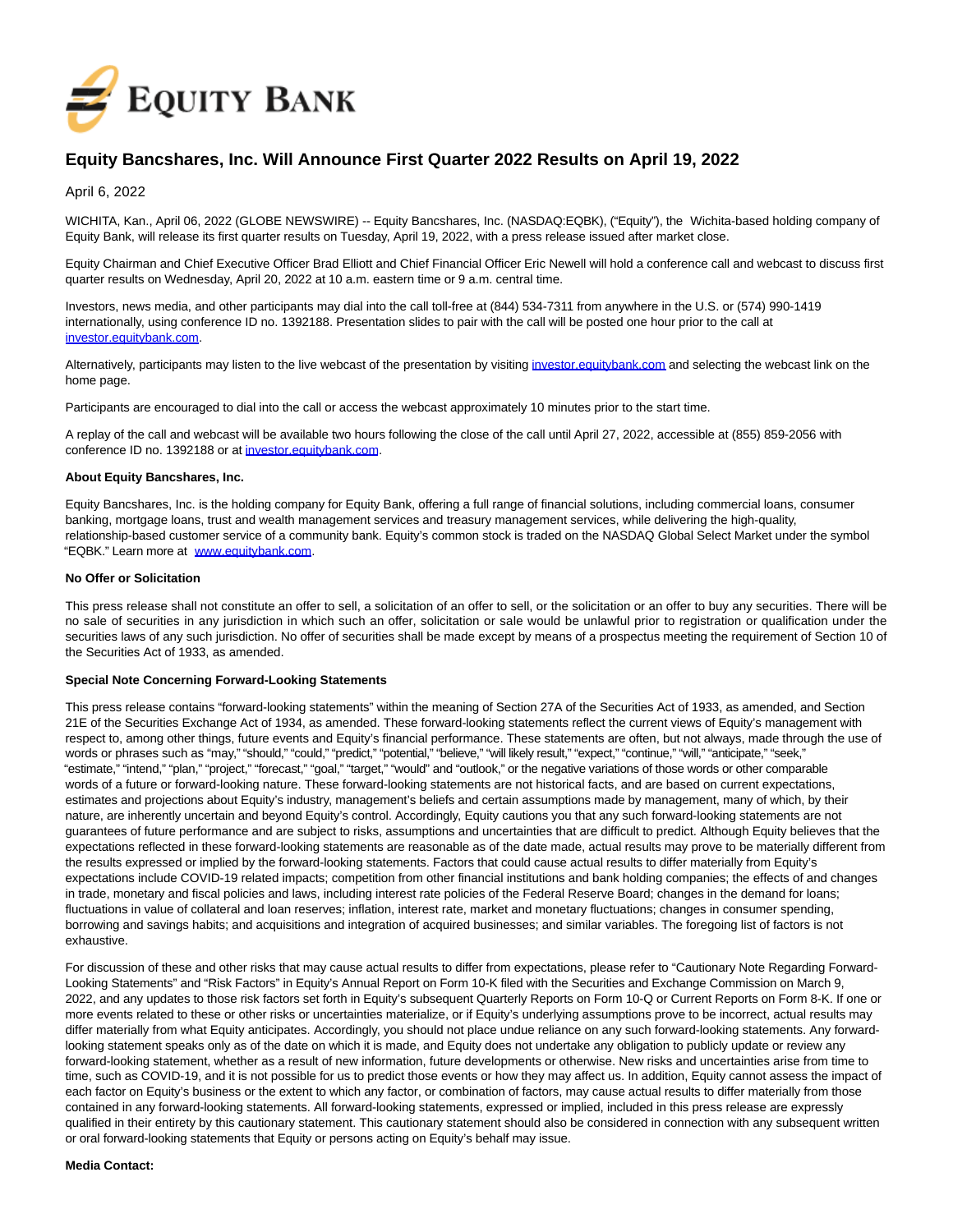# Equity Bancshares, Inc. Will Announce First Quarter 2022 Results on April 19, 2022

April 6, 2022

WICHITA, Kan., April 06, 2022 (GLOBE NEWSWIRE) -- Equity Bancshares, Inc. (NASDAQ:EQBK), ("Equity"), the Wichita-based holding company of Equity Bank, will release its first quarter results on Tuesday, April 19, 2022, with a press release issued after market close.

Equity Chairman and Chief Executive Officer Brad Elliott and Chief Financial Officer Eric Newell will hold a conference call and webcast to discuss first quarter results on Wednesday, April 20, 2022 at 10 a.m. eastern time or 9 a.m. central time.

Investors, news media, and other participants may dial into the call toll-free at (844) 534-7311 from anywhere in the U.S. or (574) 990-1419 internationally, using conference ID no. 1392188. Presentation slides to pair with the call will be posted one hour prior to the call at investor.equitybank.com.

Alternatively, participants may listen to the live webcast of the presentation by visiting investor.equitybank.com and selecting the webcast link on the home page.

Participants are encouraged to dial into the call or access the webcast approximately 10 minutes prior to the start time.

A replay of the call and webcast will be available two hours following the close of the call until April 27, 2022, accessible at (855) 859-2056 with conference ID no. 1392188 or at investor.equitybank.com.

**About Equity Bancshares, Inc.**

Equity Bancshares, Inc. is the holding company for Equity Bank, offering a full range of financial solutions, including commercial loans, consumer banking, mortgage loans, trust and wealth management services and treasury management services, while delivering the high-quality, relationship-based customer service of a community bank. Equity's common stock is traded on the NASDAQ Global Select Market under the symbol "EQBK." Learn more at www.equitybank.com.

**No Offer or Solicitation**

This press release shall not constitute an offer to sell, a solicitation of an offer to sell, or the solicitation or an offer to buy any securities. There will be no sale of securities in any jurisdiction in which such an offer, solicitation or sale would be unlawful prior to registration or qualification under the securities laws of any such jurisdiction. No offer of securities shall be made except by means of a prospectus meeting the requirement of Section 10 of the Securities Act of 1933, as amended.

**Special Note Concerning Forward-Looking Statements**

This press release contains "forward-looking statements" within the meaning of Section 27A of the Securities Act of 1933, as amended, and Section 21E of the Securities Exchange Act of 1934, as amended. These forward-looking statements reflect the current views of Equity's management with respect to, among other things, future events and Equity's financial performance. These statements are often, but not always, made through the use of words or phrases such as "may," "should," "could," "predict," "potential," "believe," "will likely result," "expect," "continue," "will," "anticipate," "seek," "estimate," "intend," "plan," "project," "forecast," "goal," "target," "would" and "outlook," or the negative variations of those words or other comparable words of a future or forward-looking nature. These forward-looking statements are not historical facts, and are based on current expectations, estimates and projections about Equity's industry, management's beliefs and certain assumptions made by management, many of which, by their nature, are inherently uncertain and beyond Equity's control. Accordingly, Equity cautions you that any such forward-looking statements are not guarantees of future performance and are subject to risks, assumptions and uncertainties that are difficult to predict. Although Equity believes that the expectations reflected in these forward-looking statements are reasonable as of the date made, actual results may prove to be materially different from the results expressed or implied by the forward-looking statements. Factors that could cause actual results to differ materially from Equity's expectations include COVID-19 related impacts; competition from other financial institutions and bank holding companies; the effects of and changes in trade, monetary and fiscal policies and laws, including interest rate policies of the Federal Reserve Board; changes in the demand for loans; fluctuations in value of collateral and loan reserves; inflation, interest rate, market and monetary fluctuations; changes in consumer spending, borrowing and savings habits; and acquisitions and integration of acquired businesses; and similar variables. The foregoing list of factors is not exhaustive.

For discussion of these and other risks that may cause actual results to differ from expectations, please refer to "Cautionary Note Regarding Forward-Looking Statements" and "Risk Factors" in Equity's Annual Report on Form 10-K filed with the Securities and Exchange Commission on March 9, 2022, and any updates to those risk factors set forth in Equity's subsequent Quarterly Reports on Form 10-Q or Current Reports on Form 8-K. If one or more events related to these or other risks or uncertainties materialize, or if Equity's underlying assumptions prove to be incorrect, actual results may differ materially from what Equity anticipates. Accordingly, you should not place undue reliance on any such forward-looking statements. Any forward-looking statement speaks only as of the date on which it is made, and Equity does not undertake any obligation to publicly update or review any forward-looking statement, whether as a result of new information, future developments or otherwise. New risks and uncertainties arise from time to time, such as COVID-19, and it is not possible for us to predict those events or how they may affect us. In addition, Equity cannot assess the impact of each factor on Equity's business or the extent to which any factor, or combination of factors, may cause actual results to differ materially from those contained in any forward-looking statements. All forward-looking statements, expressed or implied, included in this press release are expressly qualified in their entirety by this cautionary statement. This cautionary statement should also be considered in connection with any subsequent written or oral forward-looking statements that Equity or persons acting on Equity's behalf may issue.

**Media Contact:**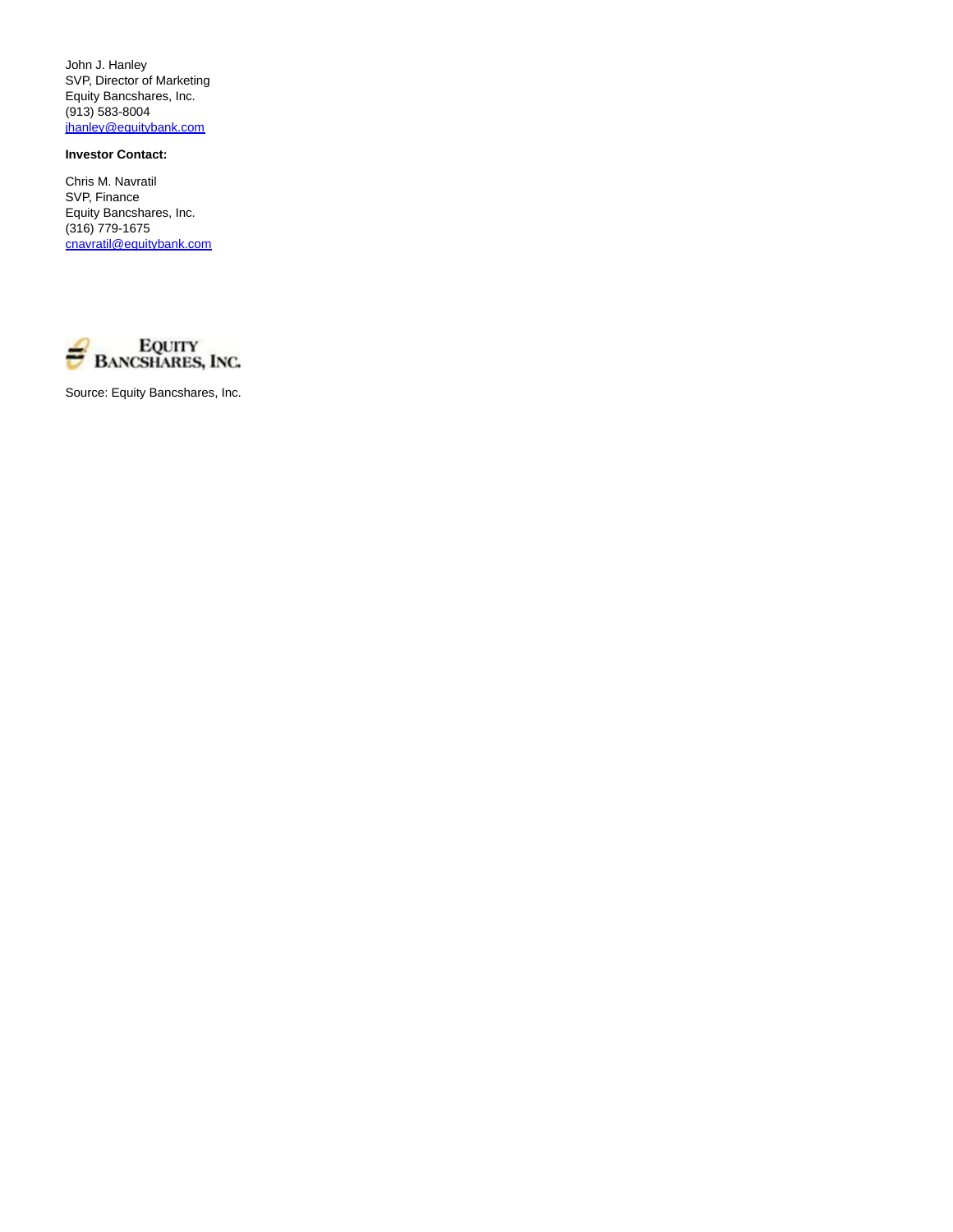John J. Hanley
SVP, Director of Marketing
Equity Bancshares, Inc.
(913) 583-8004
jhanley@equitybank.com

**Investor Contact:**

Chris M. Navratil
SVP, Finance
Equity Bancshares, Inc.
(316) 779-1675
cnavratil@equitybank.com

Source: Equity Bancshares, Inc.